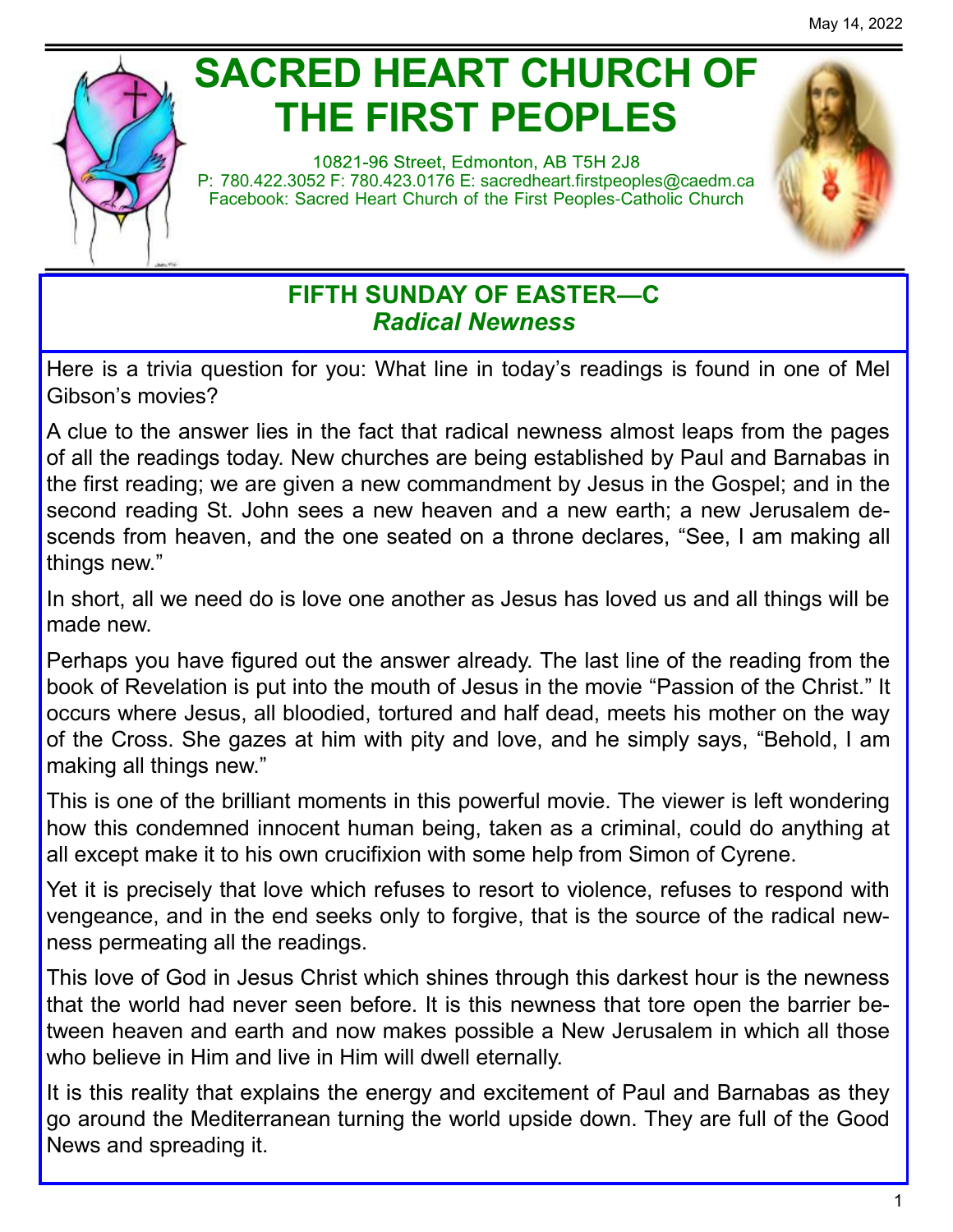May 14, 2022

# SACRED HEART CHURCH OF THE FIRST PEOPLES

10821-96 Street, Edmonton, AB T5H 2J8
P: 780.422.3052 F: 780.423.0176 E: sacredheart.firstpeoples@caedm.ca
Facebook: Sacred Heart Church of the First Peoples-Catholic Church

## FIFTH SUNDAY OF EASTER—C
### *Radical Newness*

Here is a trivia question for you: What line in today's readings is found in one of Mel Gibson's movies?

A clue to the answer lies in the fact that radical newness almost leaps from the pages of all the readings today. New churches are being established by Paul and Barnabas in the first reading; we are given a new commandment by Jesus in the Gospel; and in the second reading St. John sees a new heaven and a new earth; a new Jerusalem descends from heaven, and the one seated on a throne declares, "See, I am making all things new."

In short, all we need do is love one another as Jesus has loved us and all things will be made new.

Perhaps you have figured out the answer already. The last line of the reading from the book of Revelation is put into the mouth of Jesus in the movie "Passion of the Christ." It occurs where Jesus, all bloodied, tortured and half dead, meets his mother on the way of the Cross. She gazes at him with pity and love, and he simply says, "Behold, I am making all things new."

This is one of the brilliant moments in this powerful movie. The viewer is left wondering how this condemned innocent human being, taken as a criminal, could do anything at all except make it to his own crucifixion with some help from Simon of Cyrene.

Yet it is precisely that love which refuses to resort to violence, refuses to respond with vengeance, and in the end seeks only to forgive, that is the source of the radical newness permeating all the readings.

This love of God in Jesus Christ which shines through this darkest hour is the newness that the world had never seen before. It is this newness that tore open the barrier between heaven and earth and now makes possible a New Jerusalem in which all those who believe in Him and live in Him will dwell eternally.

It is this reality that explains the energy and excitement of Paul and Barnabas as they go around the Mediterranean turning the world upside down. They are full of the Good News and spreading it.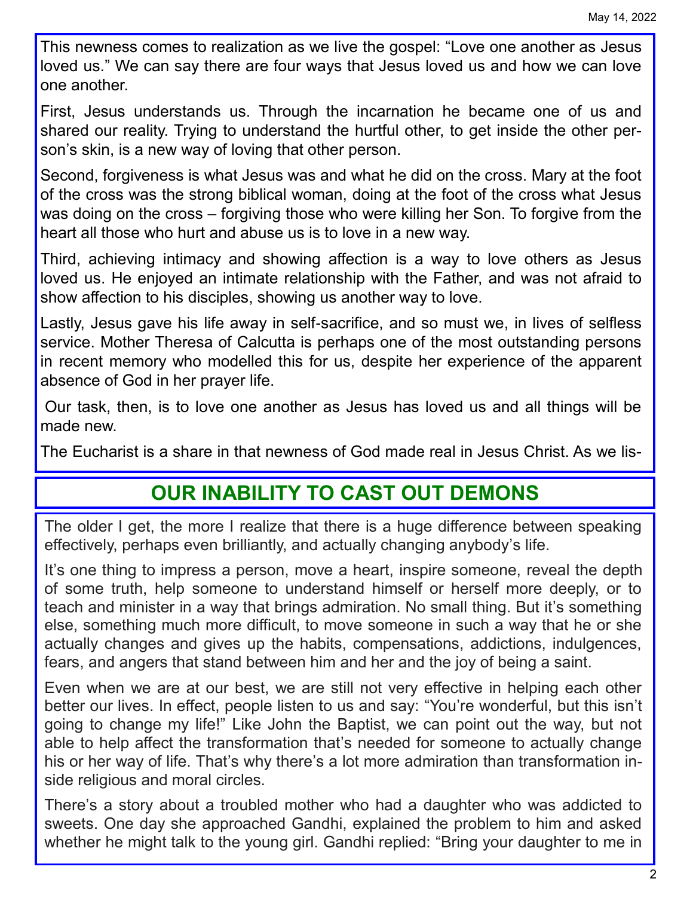This newness comes to realization as we live the gospel: "Love one another as Jesus loved us." We can say there are four ways that Jesus loved us and how we can love one another.

First, Jesus understands us. Through the incarnation he became one of us and shared our reality. Trying to understand the hurtful other, to get inside the other person's skin, is a new way of loving that other person.

Second, forgiveness is what Jesus was and what he did on the cross. Mary at the foot of the cross was the strong biblical woman, doing at the foot of the cross what Jesus was doing on the cross – forgiving those who were killing her Son. To forgive from the heart all those who hurt and abuse us is to love in a new way.

Third, achieving intimacy and showing affection is a way to love others as Jesus loved us. He enjoyed an intimate relationship with the Father, and was not afraid to show affection to his disciples, showing us another way to love.

Lastly, Jesus gave his life away in self-sacrifice, and so must we, in lives of selfless service. Mother Theresa of Calcutta is perhaps one of the most outstanding persons in recent memory who modelled this for us, despite her experience of the apparent absence of God in her prayer life.

Our task, then, is to love one another as Jesus has loved us and all things will be made new.

The Eucharist is a share in that newness of God made real in Jesus Christ. As we lis-

## OUR INABILITY TO CAST OUT DEMONS

The older I get, the more I realize that there is a huge difference between speaking effectively, perhaps even brilliantly, and actually changing anybody's life.

It's one thing to impress a person, move a heart, inspire someone, reveal the depth of some truth, help someone to understand himself or herself more deeply, or to teach and minister in a way that brings admiration. No small thing. But it's something else, something much more difficult, to move someone in such a way that he or she actually changes and gives up the habits, compensations, addictions, indulgences, fears, and angers that stand between him and her and the joy of being a saint.

Even when we are at our best, we are still not very effective in helping each other better our lives. In effect, people listen to us and say: "You're wonderful, but this isn't going to change my life!" Like John the Baptist, we can point out the way, but not able to help affect the transformation that's needed for someone to actually change his or her way of life. That's why there's a lot more admiration than transformation inside religious and moral circles.

There's a story about a troubled mother who had a daughter who was addicted to sweets. One day she approached Gandhi, explained the problem to him and asked whether he might talk to the young girl. Gandhi replied: "Bring your daughter to me in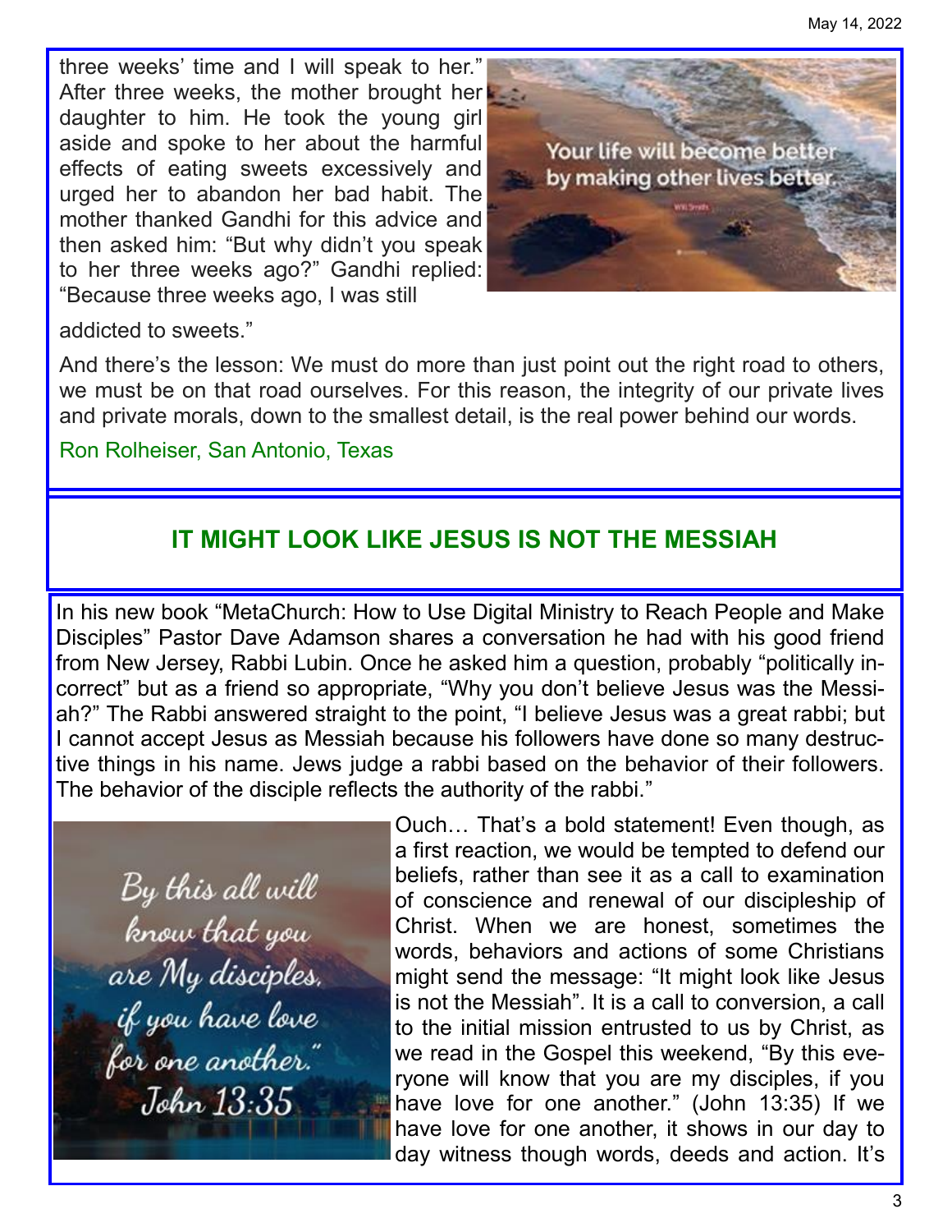three weeks' time and I will speak to her." After three weeks, the mother brought her daughter to him. He took the young girl aside and spoke to her about the harmful effects of eating sweets excessively and urged her to abandon her bad habit. The mother thanked Gandhi for this advice and then asked him: "But why didn't you speak to her three weeks ago?" Gandhi replied: "Because three weeks ago, I was still addicted to sweets."

And there's the lesson: We must do more than just point out the right road to others, we must be on that road ourselves. For this reason, the integrity of our private lives and private morals, down to the smallest detail, is the real power behind our words.

Ron Rolheiser, San Antonio, Texas

## IT MIGHT LOOK LIKE JESUS IS NOT THE MESSIAH

In his new book "MetaChurch: How to Use Digital Ministry to Reach People and Make Disciples" Pastor Dave Adamson shares a conversation he had with his good friend from New Jersey, Rabbi Lubin. Once he asked him a question, probably "politically incorrect" but as a friend so appropriate, "Why you don't believe Jesus was the Messiah?" The Rabbi answered straight to the point, "I believe Jesus was a great rabbi; but I cannot accept Jesus as Messiah because his followers have done so many destructive things in his name. Jews judge a rabbi based on the behavior of their followers. The behavior of the disciple reflects the authority of the rabbi."

Ouch… That's a bold statement! Even though, as a first reaction, we would be tempted to defend our beliefs, rather than see it as a call to examination of conscience and renewal of our discipleship of Christ. When we are honest, sometimes the words, behaviors and actions of some Christians might send the message: "It might look like Jesus is not the Messiah". It is a call to conversion, a call to the initial mission entrusted to us by Christ, as we read in the Gospel this weekend, "By this everyone will know that you are my disciples, if you have love for one another." (John 13:35) If we have love for one another, it shows in our day to day witness though words, deeds and action. It's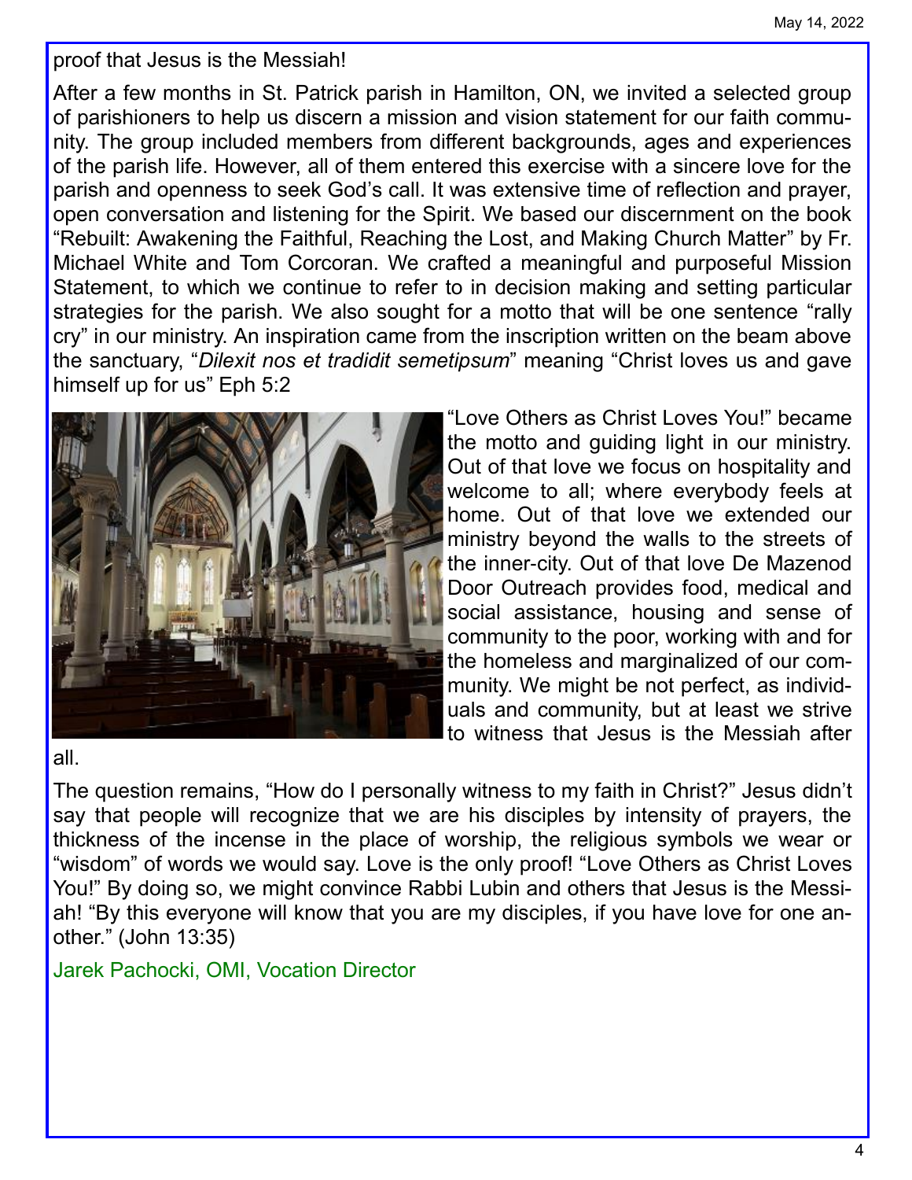proof that Jesus is the Messiah!

After a few months in St. Patrick parish in Hamilton, ON, we invited a selected group of parishioners to help us discern a mission and vision statement for our faith community. The group included members from different backgrounds, ages and experiences of the parish life. However, all of them entered this exercise with a sincere love for the parish and openness to seek God's call. It was extensive time of reflection and prayer, open conversation and listening for the Spirit. We based our discernment on the book "Rebuilt: Awakening the Faithful, Reaching the Lost, and Making Church Matter" by Fr. Michael White and Tom Corcoran. We crafted a meaningful and purposeful Mission Statement, to which we continue to refer to in decision making and setting particular strategies for the parish. We also sought for a motto that will be one sentence "rally cry" in our ministry. An inspiration came from the inscription written on the beam above the sanctuary, "*Dilexit nos et tradidit semetipsum*" meaning "Christ loves us and gave himself up for us" Eph 5:2

"Love Others as Christ Loves You!" became the motto and guiding light in our ministry. Out of that love we focus on hospitality and welcome to all; where everybody feels at home. Out of that love we extended our ministry beyond the walls to the streets of the inner-city. Out of that love De Mazenod Door Outreach provides food, medical and social assistance, housing and sense of community to the poor, working with and for the homeless and marginalized of our community. We might be not perfect, as individuals and community, but at least we strive to witness that Jesus is the Messiah after all.

The question remains, "How do I personally witness to my faith in Christ?" Jesus didn't say that people will recognize that we are his disciples by intensity of prayers, the thickness of the incense in the place of worship, the religious symbols we wear or "wisdom" of words we would say. Love is the only proof! "Love Others as Christ Loves You!" By doing so, we might convince Rabbi Lubin and others that Jesus is the Messiah! "By this everyone will know that you are my disciples, if you have love for one another." (John 13:35)

Jarek Pachocki, OMI, Vocation Director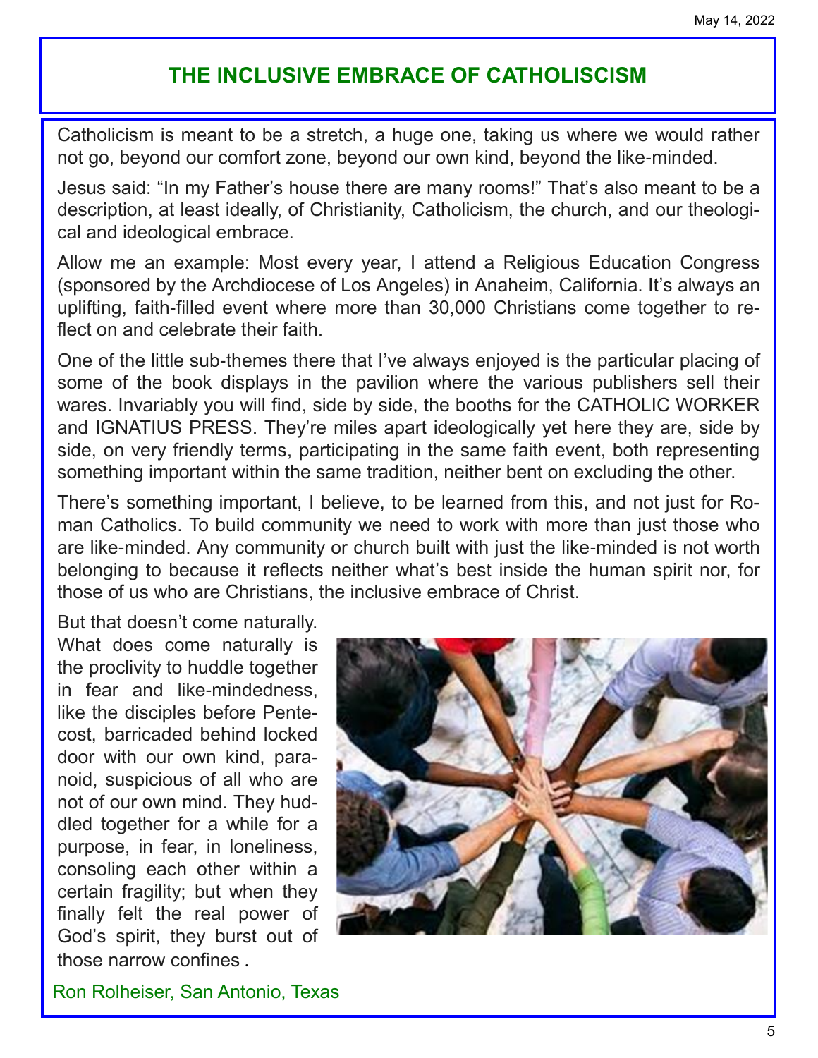# THE INCLUSIVE EMBRACE OF CATHOLISCISM

Catholicism is meant to be a stretch, a huge one, taking us where we would rather not go, beyond our comfort zone, beyond our own kind, beyond the like-minded.

Jesus said: "In my Father's house there are many rooms!" That's also meant to be a description, at least ideally, of Christianity, Catholicism, the church, and our theological and ideological embrace.

Allow me an example: Most every year, I attend a Religious Education Congress (sponsored by the Archdiocese of Los Angeles) in Anaheim, California. It's always an uplifting, faith-filled event where more than 30,000 Christians come together to reflect on and celebrate their faith.

One of the little sub-themes there that I've always enjoyed is the particular placing of some of the book displays in the pavilion where the various publishers sell their wares. Invariably you will find, side by side, the booths for the CATHOLIC WORKER and IGNATIUS PRESS. They're miles apart ideologically yet here they are, side by side, on very friendly terms, participating in the same faith event, both representing something important within the same tradition, neither bent on excluding the other.

There's something important, I believe, to be learned from this, and not just for Roman Catholics. To build community we need to work with more than just those who are like-minded. Any community or church built with just the like-minded is not worth belonging to because it reflects neither what's best inside the human spirit nor, for those of us who are Christians, the inclusive embrace of Christ.

But that doesn't come naturally. What does come naturally is the proclivity to huddle together in fear and like-mindedness, like the disciples before Pentecost, barricaded behind locked door with our own kind, paranoid, suspicious of all who are not of our own mind. They huddled together for a while for a purpose, in fear, in loneliness, consoling each other within a certain fragility; but when they finally felt the real power of God's spirit, they burst out of those narrow confines .

Ron Rolheiser, San Antonio, Texas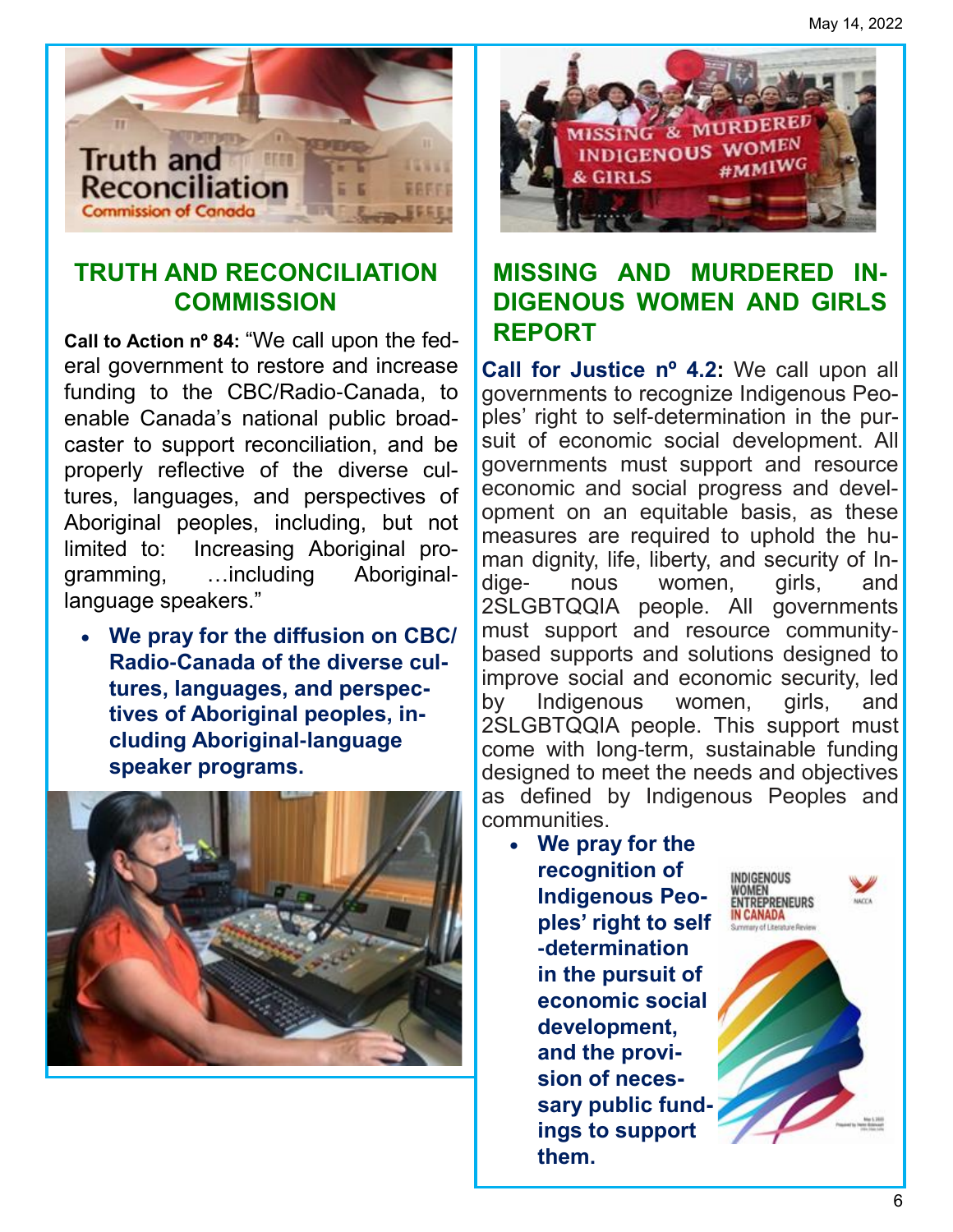## TRUTH AND RECONCILIATION COMMISSION

**Call to Action nº 84:** “We call upon the federal government to restore and increase funding to the CBC/Radio-Canada, to enable Canada’s national public broadcaster to support reconciliation, and be properly reflective of the diverse cultures, languages, and perspectives of Aboriginal peoples, including, but not limited to: Increasing Aboriginal programming, …including Aboriginal-language speakers.”

- **We pray for the diffusion on CBC/Radio-Canada of the diverse cultures, languages, and perspectives of Aboriginal peoples, including Aboriginal-language speaker programs.**

## MISSING AND MURDERED INDIGENOUS WOMEN AND GIRLS REPORT

**Call for Justice nº 4.2:** We call upon all governments to recognize Indigenous Peoples’ right to self-determination in the pursuit of economic social development. All governments must support and resource economic and social progress and development on an equitable basis, as these measures are required to uphold the human dignity, life, liberty, and security of Indigenous women, girls, and 2SLGBTQQIA people. All governments must support and resource community-based supports and solutions designed to improve social and economic security, led by Indigenous women, girls, and 2SLGBTQQIA people. This support must come with long-term, sustainable funding designed to meet the needs and objectives as defined by Indigenous Peoples and communities.

- **We pray for the recognition of Indigenous Peoples’ right to self-determination in the pursuit of economic social development, and the provision of necessary public fundings to support them.**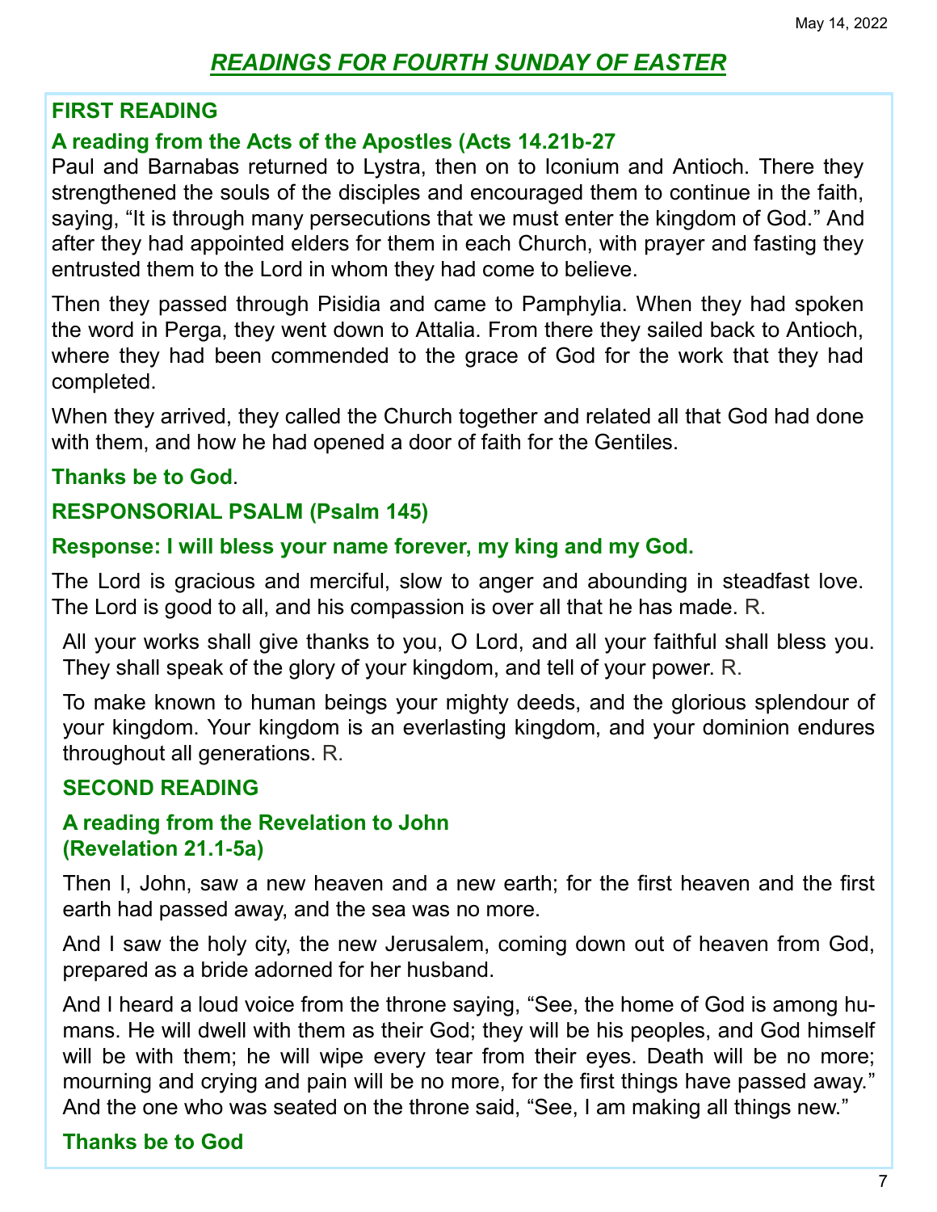May 14, 2022

# READINGS FOR FOURTH SUNDAY OF EASTER

## FIRST READING

**A reading from the Acts of the Apostles (Acts 14.21b-27**

Paul and Barnabas returned to Lystra, then on to Iconium and Antioch. There they strengthened the souls of the disciples and encouraged them to continue in the faith, saying, “It is through many persecutions that we must enter the kingdom of God.” And after they had appointed elders for them in each Church, with prayer and fasting they entrusted them to the Lord in whom they had come to believe.

Then they passed through Pisidia and came to Pamphylia. When they had spoken the word in Perga, they went down to Attalia. From there they sailed back to Antioch, where they had been commended to the grace of God for the work that they had completed.

When they arrived, they called the Church together and related all that God had done with them, and how he had opened a door of faith for the Gentiles.

**Thanks be to God**.

## RESPONSORIAL PSALM (Psalm 145)

**Response: I will bless your name forever, my king and my God.**

The Lord is gracious and merciful, slow to anger and abounding in steadfast love. The Lord is good to all, and his compassion is over all that he has made. R.

All your works shall give thanks to you, O Lord, and all your faithful shall bless you. They shall speak of the glory of your kingdom, and tell of your power. R.

To make known to human beings your mighty deeds, and the glorious splendour of your kingdom. Your kingdom is an everlasting kingdom, and your dominion endures throughout all generations. R.

## SECOND READING

**A reading from the Revelation to John (Revelation 21.1-5a)**

Then I, John, saw a new heaven and a new earth; for the first heaven and the first earth had passed away, and the sea was no more.

And I saw the holy city, the new Jerusalem, coming down out of heaven from God, prepared as a bride adorned for her husband.

And I heard a loud voice from the throne saying, “See, the home of God is among humans. He will dwell with them as their God; they will be his peoples, and God himself will be with them; he will wipe every tear from their eyes. Death will be no more; mourning and crying and pain will be no more, for the first things have passed away.” And the one who was seated on the throne said, “See, I am making all things new.”

**Thanks be to God**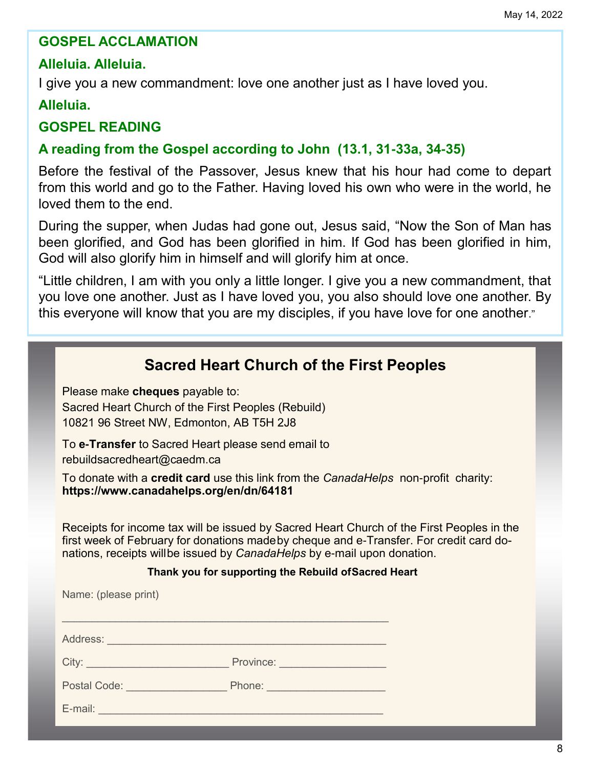## GOSPEL ACCLAMATION

**Alleluia. Alleluia.**

I give you a new commandment: love one another just as I have loved you.

**Alleluia.**

## GOSPEL READING

**A reading from the Gospel according to John (13.1, 31-33a, 34-35)**

Before the festival of the Passover, Jesus knew that his hour had come to depart from this world and go to the Father. Having loved his own who were in the world, he loved them to the end.

During the supper, when Judas had gone out, Jesus said, "Now the Son of Man has been glorified, and God has been glorified in him. If God has been glorified in him, God will also glorify him in himself and will glorify him at once.

"Little children, I am with you only a little longer. I give you a new commandment, that you love one another. Just as I have loved you, you also should love one another. By this everyone will know that you are my disciples, if you have love for one another."

## Sacred Heart Church of the First Peoples

Please make **cheques** payable to:
Sacred Heart Church of the First Peoples (Rebuild)
10821 96 Street NW, Edmonton, AB T5H 2J8

To **e-Transfer** to Sacred Heart please send email to
rebuildsacredheart@caedm.ca

To donate with a **credit card** use this link from the *CanadaHelps* non-profit charity:
**https://www.canadahelps.org/en/dn/64181**

Receipts for income tax will be issued by Sacred Heart Church of the First Peoples in the first week of February for donations made by cheque and e-Transfer. For credit card donations, receipts will be issued by *CanadaHelps* by e-mail upon donation.

**Thank you for supporting the Rebuild of Sacred Heart**

Name: (please print)

_______________________________________________

Address: _______________________________________

City: ____________________ Province: _______________

Postal Code: ______________ Phone: ________________

E-mail: _________________________________________